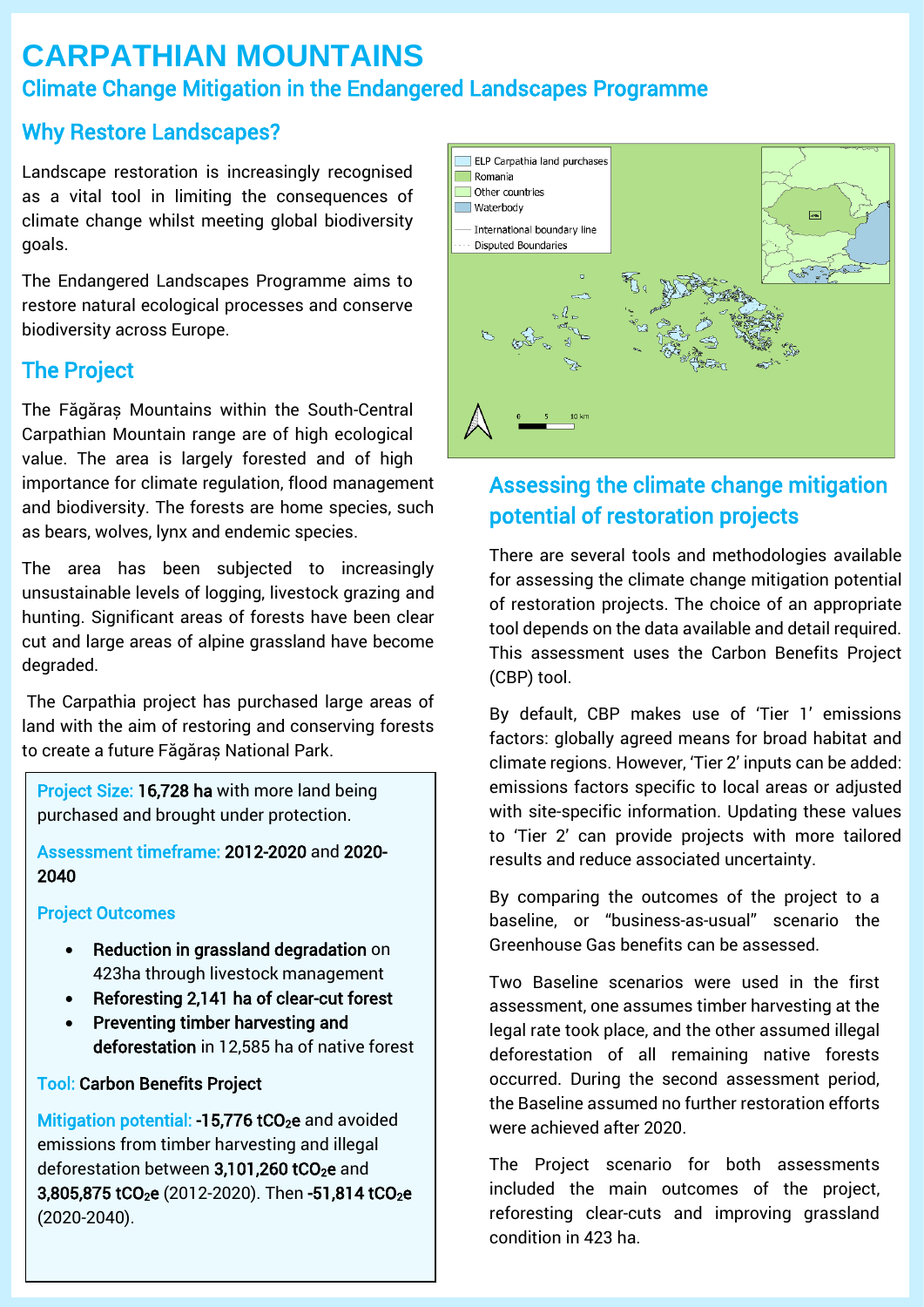# CARPATHIAN MOUNTAINS

## Climate Change Mitigation in the Endangered Landscapes Programme

### Why Restore Landscapes?

Landscape restoration is increasingly recognised as a vital tool in limiting the consequences of climate change whilst meeting global biodiversity goals.

The Endangered Landscapes Programme aims to restore natural ecological processes and conserve biodiversity across Europe.

### The Project

The Făgăraș Mountains within the South-Central Carpathian Mountain range are of high ecological value. The area is largely forested and of high importance for climate regulation, flood management and biodiversity. The forests are home species, such as bears, wolves, lynx and endemic species.

The area has been subjected to increasingly unsustainable levels of logging, livestock grazing and hunting. Significant areas of forests have been clear cut and large areas of alpine grassland have become degraded.

The Carpathia project has purchased large areas of land with the aim of restoring and conserving forests to create a future Făgăraș National Park.

**Project Size:** **16,728 ha** with more land being purchased and brought under protection.

**Assessment timeframe:** **2012-2020** and **2020-2040**

**Project Outcomes**

- **Reduction in grassland degradation** on 423ha through livestock management
- **Reforesting 2,141 ha of clear-cut forest**
- **Preventing timber harvesting and deforestation** in 12,585 ha of native forest

**Tool:** **Carbon Benefits Project**

**Mitigation potential:** **-15,776 $tCO_2e$** and avoided emissions from timber harvesting and illegal deforestation between **3,101,260 $tCO_2e$** and **3,805,875 $tCO_2e$** (2012-2020). Then **-51,814 $tCO_2e$** (2020-2040).

ELP Carpathia land purchases
Romania
Other countries
Waterbody
International boundary line
Disputed Boundaries

0 5 10 km

### Assessing the climate change mitigation potential of restoration projects

There are several tools and methodologies available for assessing the climate change mitigation potential of restoration projects. The choice of an appropriate tool depends on the data available and detail required. This assessment uses the Carbon Benefits Project (CBP) tool.

By default, CBP makes use of 'Tier 1' emissions factors: globally agreed means for broad habitat and climate regions. However, 'Tier 2' inputs can be added: emissions factors specific to local areas or adjusted with site-specific information. Updating these values to 'Tier 2' can provide projects with more tailored results and reduce associated uncertainty.

By comparing the outcomes of the project to a baseline, or "business-as-usual" scenario the Greenhouse Gas benefits can be assessed.

Two Baseline scenarios were used in the first assessment, one assumes timber harvesting at the legal rate took place, and the other assumed illegal deforestation of all remaining native forests occurred. During the second assessment period, the Baseline assumed no further restoration efforts were achieved after 2020.

The Project scenario for both assessments included the main outcomes of the project, reforesting clear-cuts and improving grassland condition in 423 ha.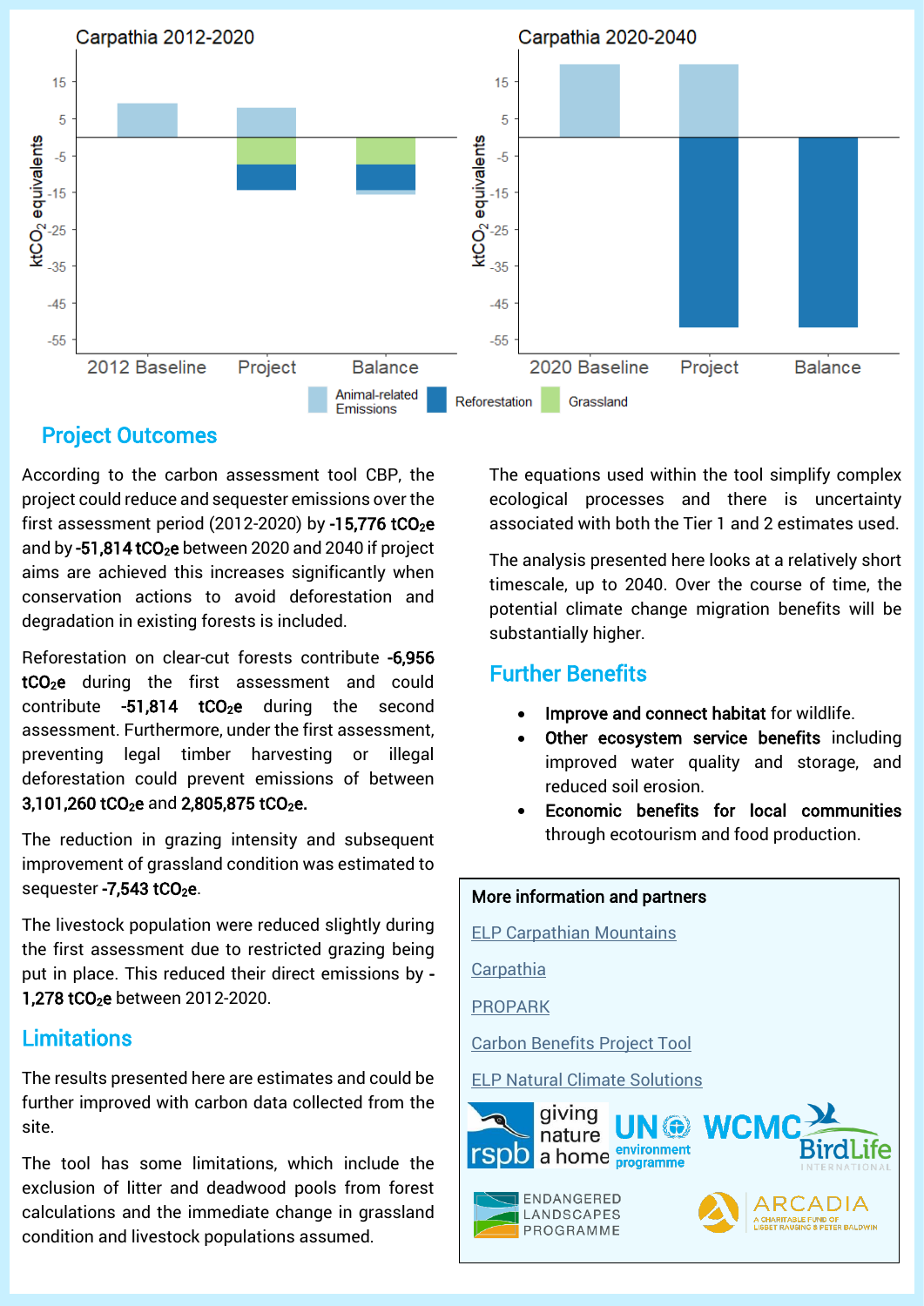Carpathia 2012-2020

15
5
-5
-15
-25
-35
-45
-55

$ktCO_2$ equivalents

2012 Baseline
Project
Balance

Carpathia 2020-2040

15
5
-5
-15
-25
-35
-45
-55

$ktCO_2$ equivalents

2020 Baseline
Project
Balance

Animal-related Emissions
Reforestation
Grassland

## Project Outcomes

According to the carbon assessment tool CBP, the project could reduce and sequester emissions over the first assessment period (2012-2020) by **-15,776 $tCO_2e$** and by **-51,814 $tCO_2e$** between 2020 and 2040 if project aims are achieved this increases significantly when conservation actions to avoid deforestation and degradation in existing forests is included.

Reforestation on clear-cut forests contribute **-6,956 $tCO_2e$** during the first assessment and could contribute **-51,814 $tCO_2e$** during the second assessment. Furthermore, under the first assessment, preventing legal timber harvesting or illegal deforestation could prevent emissions of between **3,101,260 $tCO_2e$** and **2,805,875 $tCO_2e$.**

The reduction in grazing intensity and subsequent improvement of grassland condition was estimated to sequester **-7,543 $tCO_2e$**.

The livestock population were reduced slightly during the first assessment due to restricted grazing being put in place. This reduced their direct emissions by **-1,278 $tCO_2e$** between 2012-2020.

## Limitations

The results presented here are estimates and could be further improved with carbon data collected from the site.

The tool has some limitations, which include the exclusion of litter and deadwood pools from forest calculations and the immediate change in grassland condition and livestock populations assumed.

The equations used within the tool simplify complex ecological processes and there is uncertainty associated with both the Tier 1 and 2 estimates used.

The analysis presented here looks at a relatively short timescale, up to 2040. Over the course of time, the potential climate change migration benefits will be substantially higher.

## Further Benefits

- **Improve and connect habitat** for wildlife.
- **Other ecosystem service benefits** including improved water quality and storage, and reduced soil erosion.
- **Economic benefits for local communities** through ecotourism and food production.

**More information and partners**

ELP Carpathian Mountains

Carpathia

PROPARK

Carbon Benefits Project Tool

ELP Natural Climate Solutions

rspb giving nature a home
UN environment programme
WCMC
BirdLife INTERNATIONAL
ENDANGERED LANDSCAPES PROGRAMME
ARCADIA A CHARITABLE FUND OF LISBET RAUSING & PETER BALDWIN